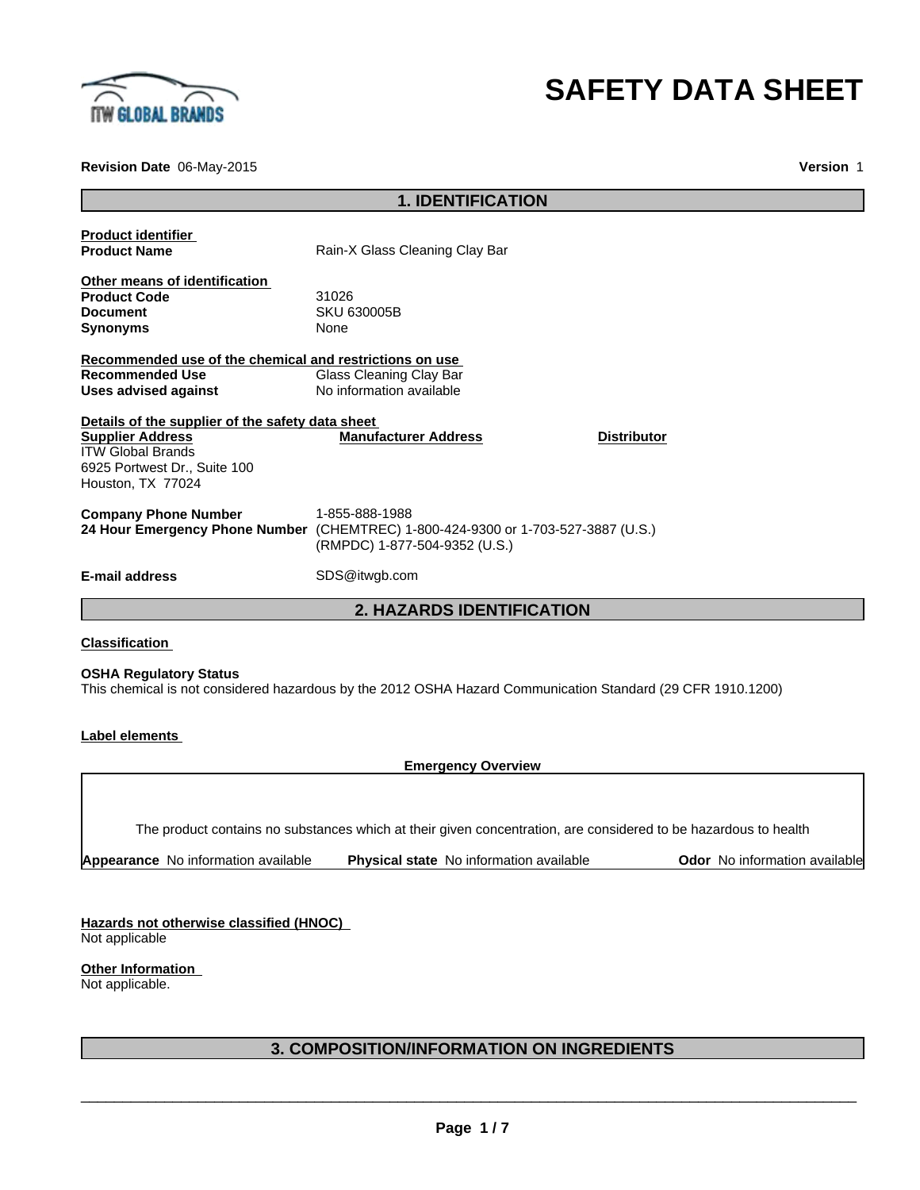# SAFETY DATA SHEET

**Revision Date** 06-May-2015 **Version** 1

## 1. IDENTIFICATION

**Product identifier**

**Product Name** Rain-X Glass Cleaning Clay Bar

**Other means of identification**

**Product Code** 31026
**Document** SKU 630005B
**Synonyms** None

**Recommended use of the chemical and restrictions on use**

**Recommended Use** Glass Cleaning Clay Bar
**Uses advised against** No information available

**Details of the supplier of the safety data sheet**

| Supplier Address | Manufacturer Address | Distributor |
|---|---|---|
| ITW Global Brands<br>6925 Portwest Dr., Suite 100<br>Houston, TX 77024 | | |

**Company Phone Number** 1-855-888-1988
**24 Hour Emergency Phone Number** (CHEMTREC) 1-800-424-9300 or 1-703-527-3887 (U.S.)
(RMPDC) 1-877-504-9352 (U.S.)

**E-mail address** SDS@itwgb.com

## 2. HAZARDS IDENTIFICATION

**Classification**

**OSHA Regulatory Status**
This chemical is not considered hazardous by the 2012 OSHA Hazard Communication Standard (29 CFR 1910.1200)

**Label elements**

**Emergency Overview**

The product contains no substances which at their given concentration, are considered to be hazardous to health

**Appearance** No information available **Physical state** No information available **Odor** No information available

**Hazards not otherwise classified (HNOC)**
Not applicable

**Other Information**
Not applicable.

## 3. COMPOSITION/INFORMATION ON INGREDIENTS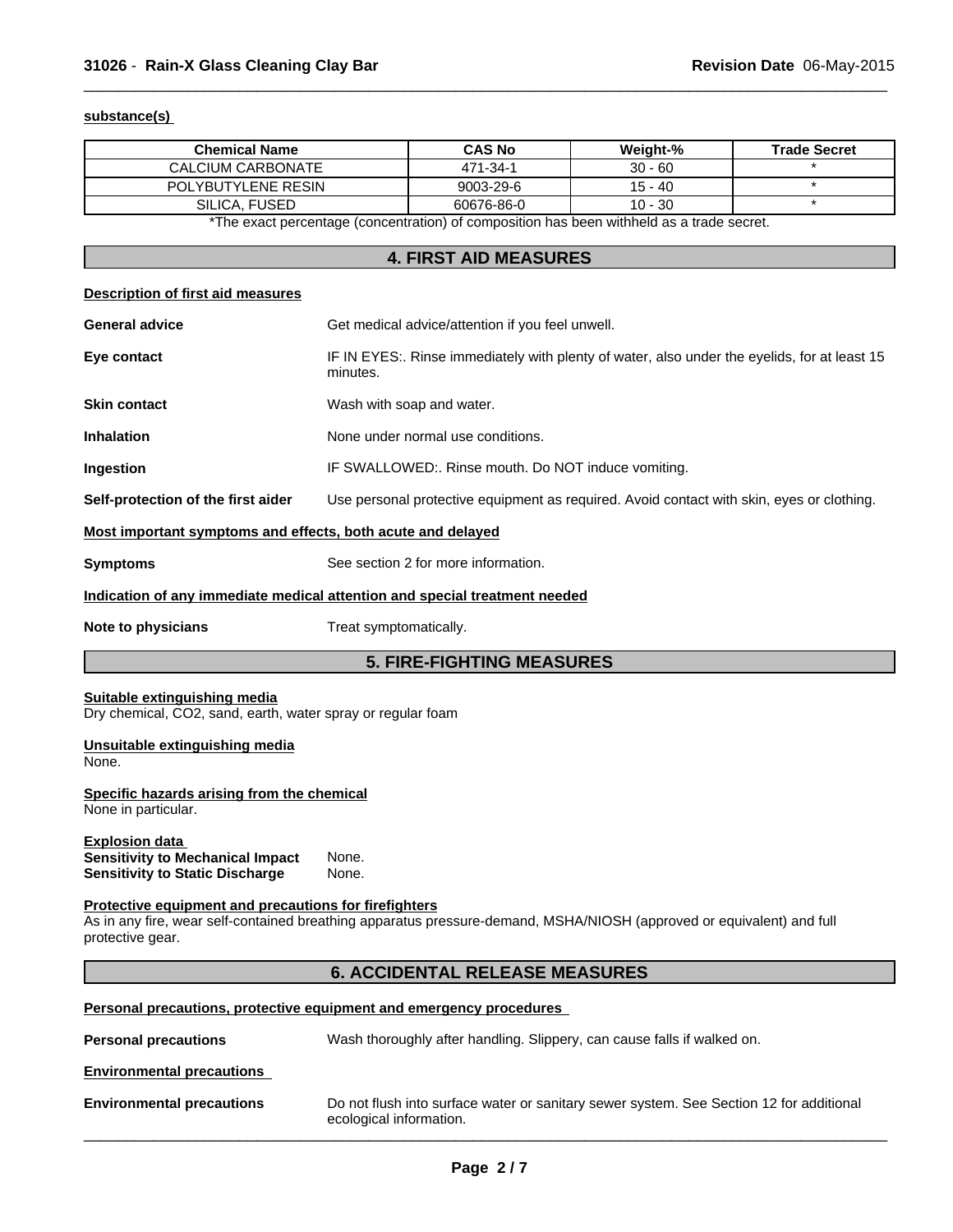**substance(s)**

| Chemical Name | CAS No | Weight-% | Trade Secret |
|---|---|---|---|
| CALCIUM CARBONATE | 471-34-1 | 30 - 60 | * |
| POLYBUTYLENE RESIN | 9003-29-6 | 15 - 40 | * |
| SILICA, FUSED | 60676-86-0 | 10 - 30 | * |

*The exact percentage (concentration) of composition has been withheld as a trade secret.

## 4. FIRST AID MEASURES

**Description of first aid measures**

**General advice** Get medical advice/attention if you feel unwell.

**Eye contact** IF IN EYES:. Rinse immediately with plenty of water, also under the eyelids, for at least 15 minutes.

**Skin contact** Wash with soap and water.

**Inhalation** None under normal use conditions.

**Ingestion** IF SWALLOWED:. Rinse mouth. Do NOT induce vomiting.

**Self-protection of the first aider** Use personal protective equipment as required. Avoid contact with skin, eyes or clothing.

**Most important symptoms and effects, both acute and delayed**

**Symptoms** See section 2 for more information.

**Indication of any immediate medical attention and special treatment needed**

**Note to physicians** Treat symptomatically.

## 5. FIRE-FIGHTING MEASURES

**Suitable extinguishing media**
Dry chemical, $CO_2$, sand, earth, water spray or regular foam

**Unsuitable extinguishing media**
None.

**Specific hazards arising from the chemical**
None in particular.

**Explosion data**
**Sensitivity to Mechanical Impact** None.
**Sensitivity to Static Discharge** None.

**Protective equipment and precautions for firefighters**
As in any fire, wear self-contained breathing apparatus pressure-demand, MSHA/NIOSH (approved or equivalent) and full protective gear.

## 6. ACCIDENTAL RELEASE MEASURES

**Personal precautions, protective equipment and emergency procedures**

**Personal precautions** Wash thoroughly after handling. Slippery, can cause falls if walked on.

**Environmental precautions**

**Environmental precautions** Do not flush into surface water or sanitary sewer system. See Section 12 for additional ecological information.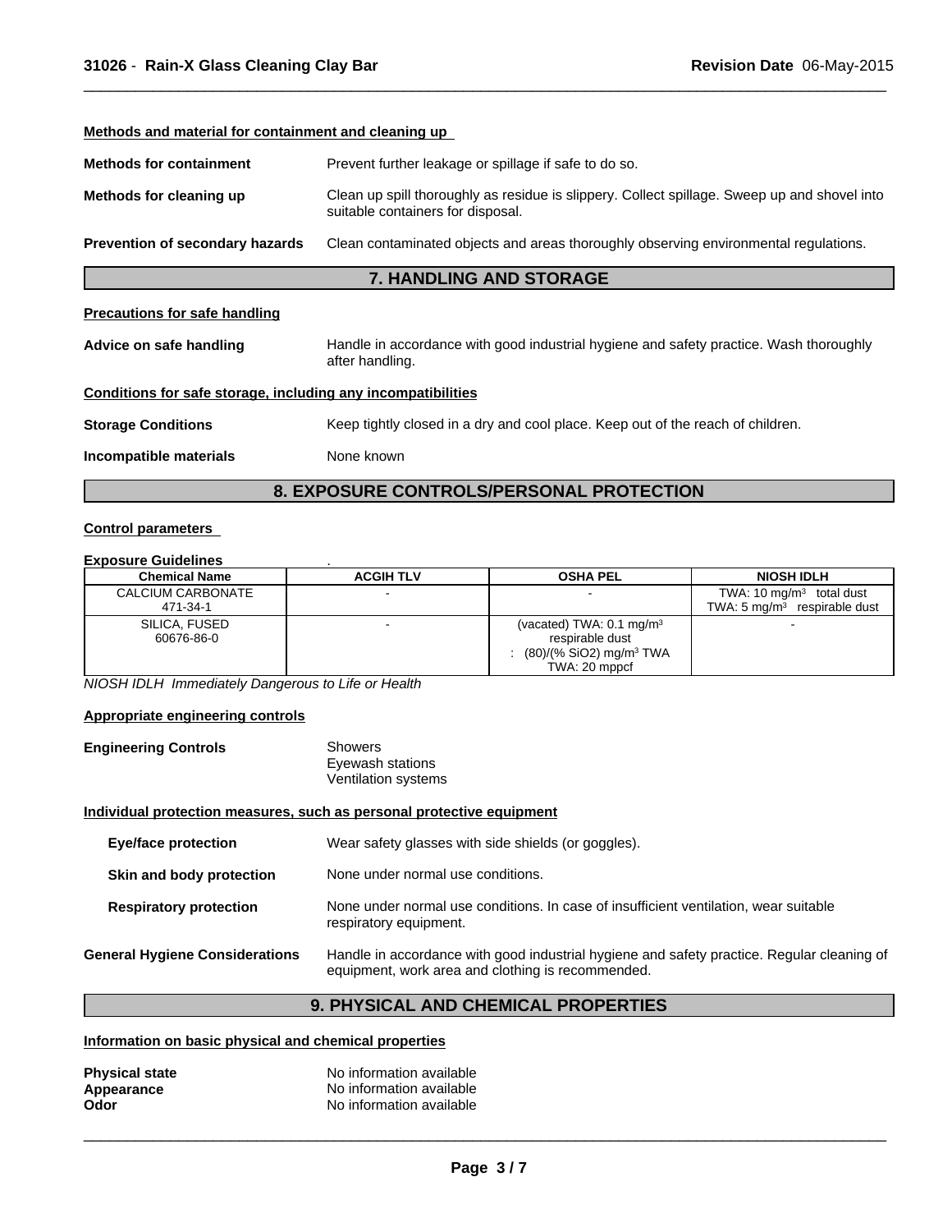#### Methods and material for containment and cleaning up

**Methods for containment** Prevent further leakage or spillage if safe to do so.

**Methods for cleaning up** Clean up spill thoroughly as residue is slippery. Collect spillage. Sweep up and shovel into suitable containers for disposal.

**Prevention of secondary hazards** Clean contaminated objects and areas thoroughly observing environmental regulations.

## 7. HANDLING AND STORAGE

#### Precautions for safe handling

**Advice on safe handling** Handle in accordance with good industrial hygiene and safety practice. Wash thoroughly after handling.

#### Conditions for safe storage, including any incompatibilities

**Storage Conditions** Keep tightly closed in a dry and cool place. Keep out of the reach of children.

**Incompatible materials** None known

## 8. EXPOSURE CONTROLS/PERSONAL PROTECTION

#### Control parameters

**Exposure Guidelines** .

| Chemical Name | ACGIH TLV | OSHA PEL | NIOSH IDLH |
|---|---|---|---|
| CALCIUM CARBONATE 471-34-1 | - | - | TWA: 10 $mg/m^3$ total dust TWA: 5 $mg/m^3$ respirable dust |
| SILICA, FUSED 60676-86-0 | - | (vacated) TWA: 0.1 $mg/m^3$ respirable dust : (80)/(% SiO2) $mg/m^3$ TWA TWA: 20 mppcf | - |

*NIOSH IDLH Immediately Dangerous to Life or Health*

#### Appropriate engineering controls

**Engineering Controls** Showers
Eyewash stations
Ventilation systems

#### Individual protection measures, such as personal protective equipment

**Eye/face protection** Wear safety glasses with side shields (or goggles).

**Skin and body protection** None under normal use conditions.

**Respiratory protection** None under normal use conditions. In case of insufficient ventilation, wear suitable respiratory equipment.

**General Hygiene Considerations** Handle in accordance with good industrial hygiene and safety practice. Regular cleaning of equipment, work area and clothing is recommended.

## 9. PHYSICAL AND CHEMICAL PROPERTIES

#### Information on basic physical and chemical properties

**Physical state** No information available
**Appearance** No information available
**Odor** No information available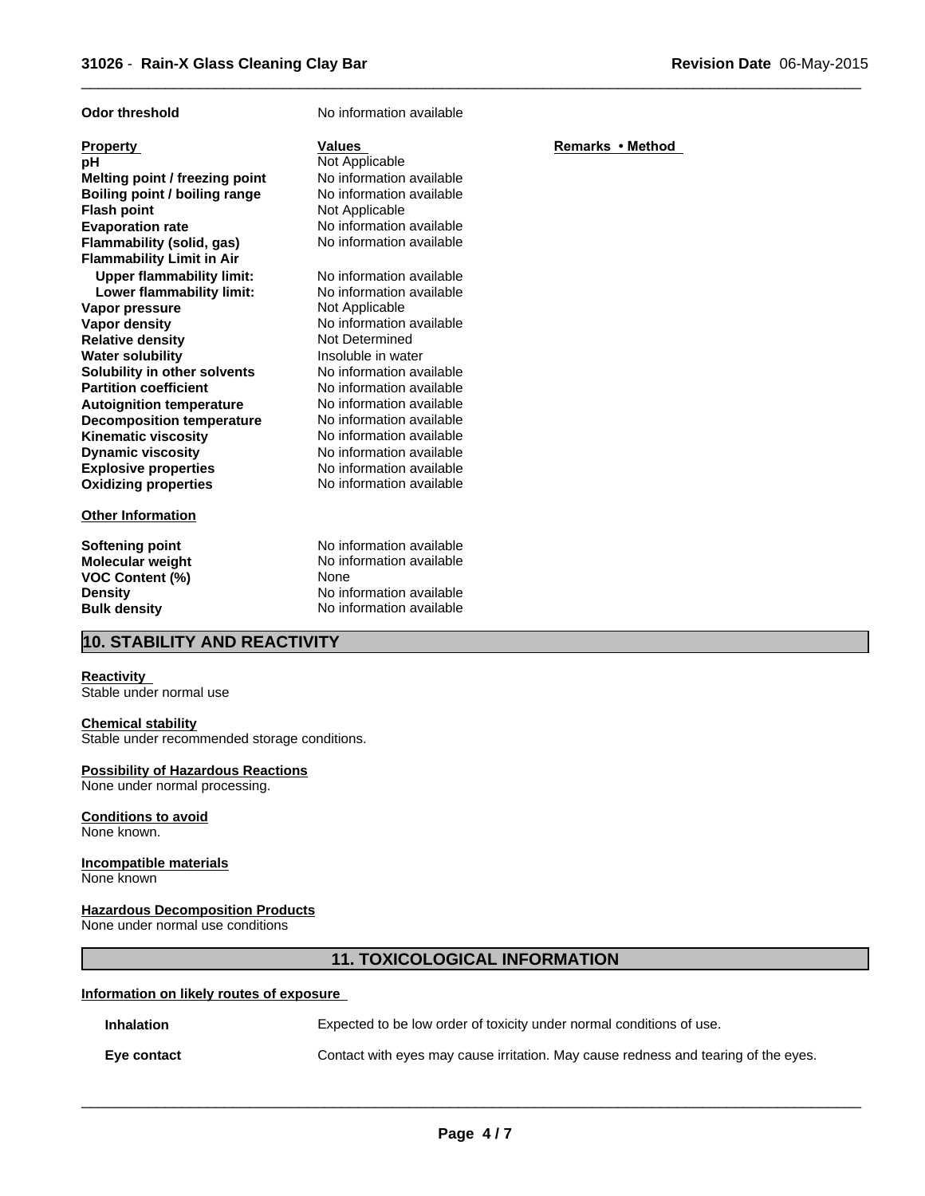**Odor threshold** No information available

| Property | Values | Remarks • Method |
|---|---|---|
| **pH** | Not Applicable | |
| **Melting point / freezing point** | No information available | |
| **Boiling point / boiling range** | No information available | |
| **Flash point** | Not Applicable | |
| **Evaporation rate** | No information available | |
| **Flammability (solid, gas)** | No information available | |
| **Flammability Limit in Air** | | |
| **Upper flammability limit:** | No information available | |
| **Lower flammability limit:** | No information available | |
| **Vapor pressure** | Not Applicable | |
| **Vapor density** | No information available | |
| **Relative density** | Not Determined | |
| **Water solubility** | Insoluble in water | |
| **Solubility in other solvents** | No information available | |
| **Partition coefficient** | No information available | |
| **Autoignition temperature** | No information available | |
| **Decomposition temperature** | No information available | |
| **Kinematic viscosity** | No information available | |
| **Dynamic viscosity** | No information available | |
| **Explosive properties** | No information available | |
| **Oxidizing properties** | No information available | |

**Other Information**

| | |
|---|---|
| **Softening point** | No information available |
| **Molecular weight** | No information available |
| **VOC Content (%)** | None |
| **Density** | No information available |
| **Bulk density** | No information available |

## 10. STABILITY AND REACTIVITY

**Reactivity**
Stable under normal use

**Chemical stability**
Stable under recommended storage conditions.

**Possibility of Hazardous Reactions**
None under normal processing.

**Conditions to avoid**
None known.

**Incompatible materials**
None known

**Hazardous Decomposition Products**
None under normal use conditions

## 11. TOXICOLOGICAL INFORMATION

**Information on likely routes of exposure**

| | |
|---|---|
| **Inhalation** | Expected to be low order of toxicity under normal conditions of use. |
| **Eye contact** | Contact with eyes may cause irritation. May cause redness and tearing of the eyes. |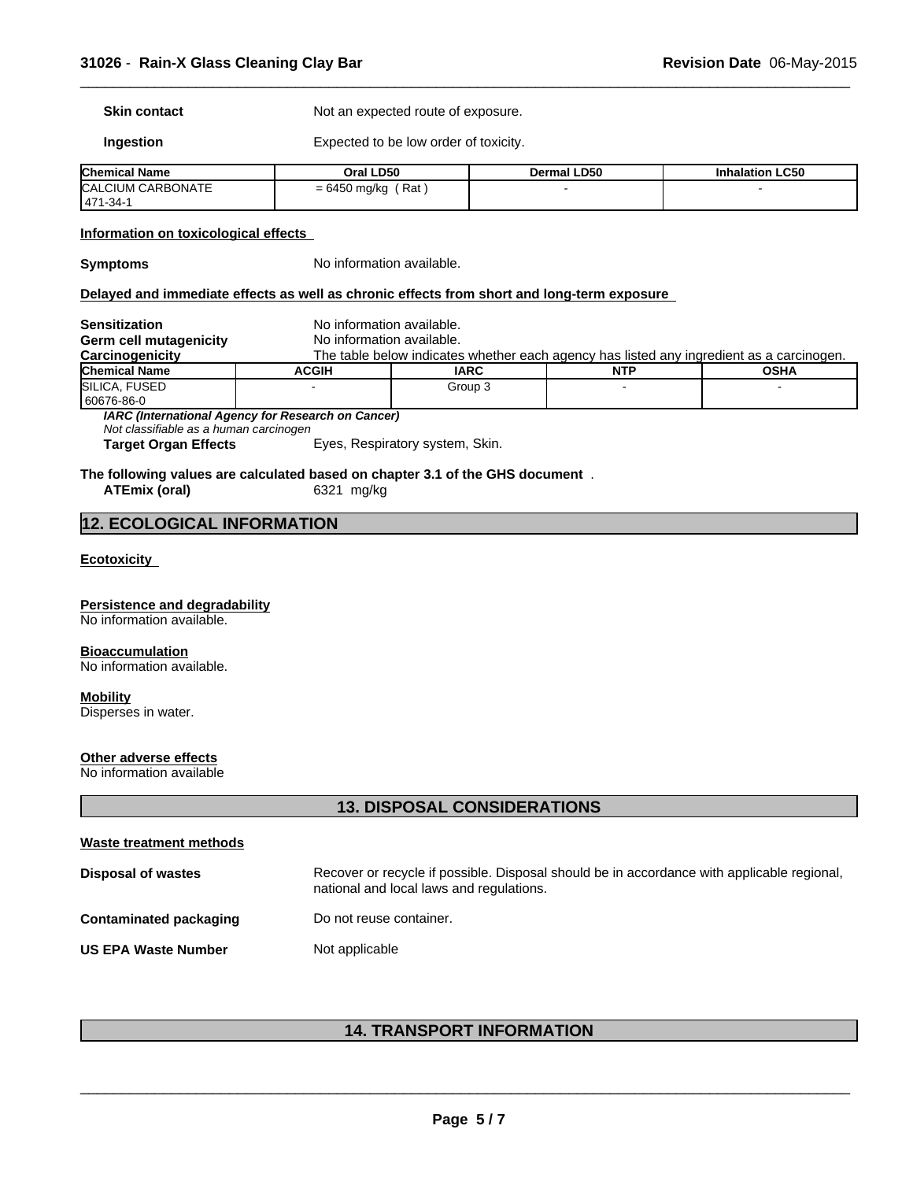**Skin contact** Not an expected route of exposure.

**Ingestion** Expected to be low order of toxicity.

| Chemical Name | Oral LD50 | Dermal LD50 | Inhalation LC50 |
|---|---|---|---|
| CALCIUM CARBONATE 471-34-1 | = 6450 mg/kg ( Rat ) | - | - |

**Information on toxicological effects**

**Symptoms** No information available.

**Delayed and immediate effects as well as chronic effects from short and long-term exposure**

**Sensitization** No information available.
**Germ cell mutagenicity** No information available.
**Carcinogenicity** The table below indicates whether each agency has listed any ingredient as a carcinogen.

| Chemical Name | ACGIH | IARC | NTP | OSHA |
|---|---|---|---|---|
| SILICA, FUSED 60676-86-0 | - | Group 3 | - | - |

***IARC (International Agency for Research on Cancer)***
*Not classifiable as a human carcinogen*

**Target Organ Effects** Eyes, Respiratory system, Skin.

**The following values are calculated based on chapter 3.1 of the GHS document** .
**ATEmix (oral)** 6321 mg/kg

## 12. ECOLOGICAL INFORMATION

**Ecotoxicity**

**Persistence and degradability**
No information available.

**Bioaccumulation**
No information available.

**Mobility**
Disperses in water.

**Other adverse effects**
No information available

## 13. DISPOSAL CONSIDERATIONS

**Waste treatment methods**

**Disposal of wastes** Recover or recycle if possible. Disposal should be in accordance with applicable regional, national and local laws and regulations.

**Contaminated packaging** Do not reuse container.

**US EPA Waste Number** Not applicable

## 14. TRANSPORT INFORMATION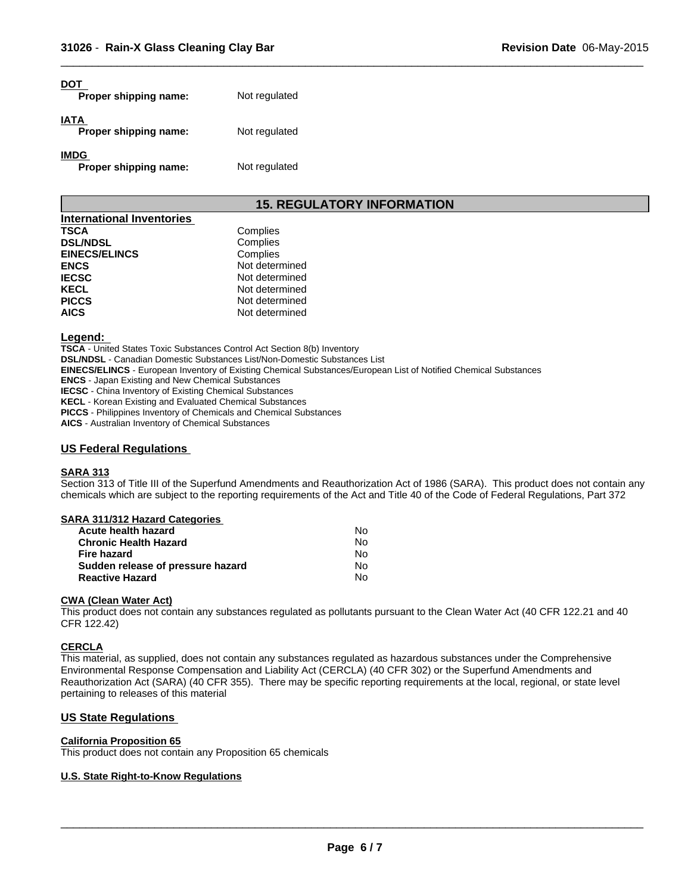**DOT**

| | |
|---|---|
| **Proper shipping name:** | Not regulated |

**IATA**

| | |
|---|---|
| **Proper shipping name:** | Not regulated |

**IMDG**

| | |
|---|---|
| **Proper shipping name:** | Not regulated |

## 15. REGULATORY INFORMATION

### International Inventories

| | |
|---|---|
| **TSCA** | Complies |
| **DSL/NDSL** | Complies |
| **EINECS/ELINCS** | Complies |
| **ENCS** | Not determined |
| **IECSC** | Not determined |
| **KECL** | Not determined |
| **PICCS** | Not determined |
| **AICS** | Not determined |

### Legend:

**TSCA** - United States Toxic Substances Control Act Section 8(b) Inventory
**DSL/NDSL** - Canadian Domestic Substances List/Non-Domestic Substances List
**EINECS/ELINCS** - European Inventory of Existing Chemical Substances/European List of Notified Chemical Substances
**ENCS** - Japan Existing and New Chemical Substances
**IECSC** - China Inventory of Existing Chemical Substances
**KECL** - Korean Existing and Evaluated Chemical Substances
**PICCS** - Philippines Inventory of Chemicals and Chemical Substances
**AICS** - Australian Inventory of Chemical Substances

### US Federal Regulations

**SARA 313**

Section 313 of Title III of the Superfund Amendments and Reauthorization Act of 1986 (SARA). This product does not contain any chemicals which are subject to the reporting requirements of the Act and Title 40 of the Code of Federal Regulations, Part 372

**SARA 311/312 Hazard Categories**

| | |
|---|---|
| **Acute health hazard** | No |
| **Chronic Health Hazard** | No |
| **Fire hazard** | No |
| **Sudden release of pressure hazard** | No |
| **Reactive Hazard** | No |

**CWA (Clean Water Act)**

This product does not contain any substances regulated as pollutants pursuant to the Clean Water Act (40 CFR 122.21 and 40 CFR 122.42)

**CERCLA**

This material, as supplied, does not contain any substances regulated as hazardous substances under the Comprehensive Environmental Response Compensation and Liability Act (CERCLA) (40 CFR 302) or the Superfund Amendments and Reauthorization Act (SARA) (40 CFR 355). There may be specific reporting requirements at the local, regional, or state level pertaining to releases of this material

### US State Regulations

**California Proposition 65**

This product does not contain any Proposition 65 chemicals

**U.S. State Right-to-Know Regulations**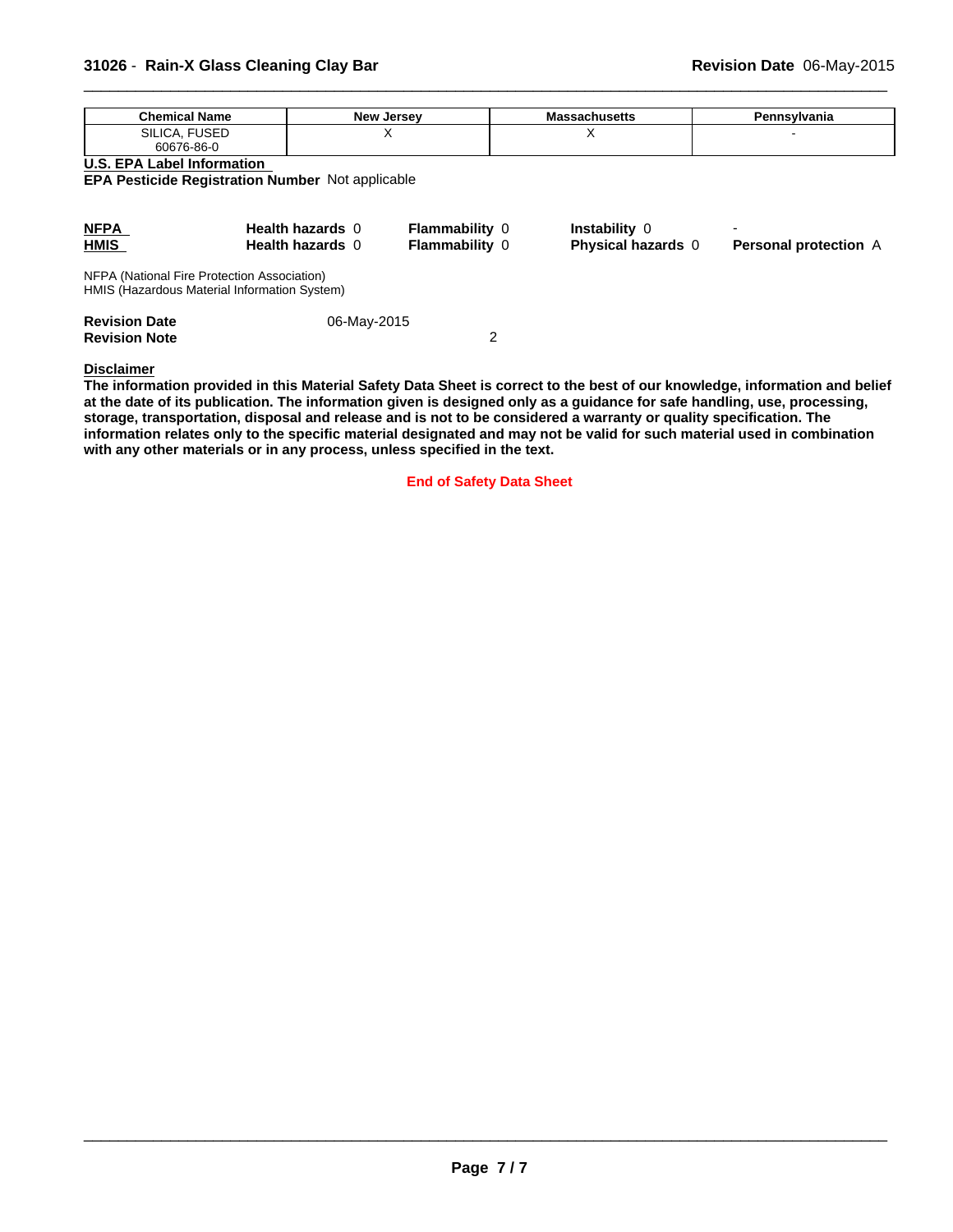| Chemical Name | New Jersey | Massachusetts | Pennsylvania |
|---|---|---|---|
| SILICA, FUSED<br>60676-86-0 | X | X | - |

**U.S. EPA Label Information**

**EPA Pesticide Registration Number** Not applicable

| | | | | |
|---|---|---|---|---|
| **NFPA** | **Health hazards** 0 | **Flammability** 0 | **Instability** 0 | - |
| **HMIS** | **Health hazards** 0 | **Flammability** 0 | **Physical hazards** 0 | **Personal protection** A |

NFPA (National Fire Protection Association)
HMIS (Hazardous Material Information System)

**Revision Date** 06-May-2015
**Revision Note** 2

**Disclaimer**

**The information provided in this Material Safety Data Sheet is correct to the best of our knowledge, information and belief at the date of its publication. The information given is designed only as a guidance for safe handling, use, processing, storage, transportation, disposal and release and is not to be considered a warranty or quality specification. The information relates only to the specific material designated and may not be valid for such material used in combination with any other materials or in any process, unless specified in the text.**

**End of Safety Data Sheet**